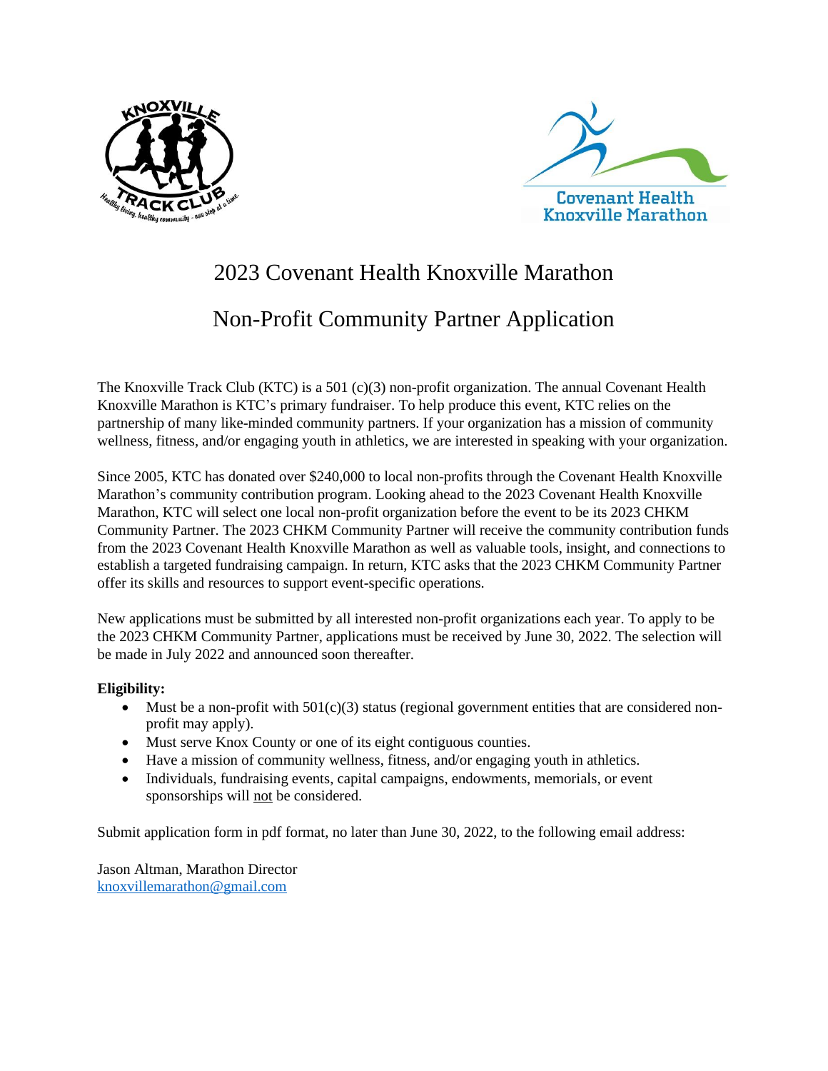# 2023 Covenant Health Knoxville Marathon

## Non-Profit Community Partner Application

The Knoxville Track Club (KTC) is a 501 (c)(3) non-profit organization. The annual Covenant Health Knoxville Marathon is KTC's primary fundraiser. To help produce this event, KTC relies on the partnership of many like-minded community partners. If your organization has a mission of community wellness, fitness, and/or engaging youth in athletics, we are interested in speaking with your organization.

Since 2005, KTC has donated over $240,000 to local non-profits through the Covenant Health Knoxville Marathon's community contribution program. Looking ahead to the 2023 Covenant Health Knoxville Marathon, KTC will select one local non-profit organization before the event to be its 2023 CHKM Community Partner. The 2023 CHKM Community Partner will receive the community contribution funds from the 2023 Covenant Health Knoxville Marathon as well as valuable tools, insight, and connections to establish a targeted fundraising campaign. In return, KTC asks that the 2023 CHKM Community Partner offer its skills and resources to support event-specific operations.

New applications must be submitted by all interested non-profit organizations each year. To apply to be the 2023 CHKM Community Partner, applications must be received by June 30, 2022. The selection will be made in July 2022 and announced soon thereafter.

**Eligibility:**

- Must be a non-profit with 501(c)(3) status (regional government entities that are considered non-profit may apply).
- Must serve Knox County or one of its eight contiguous counties.
- Have a mission of community wellness, fitness, and/or engaging youth in athletics.
- Individuals, fundraising events, capital campaigns, endowments, memorials, or event sponsorships will not be considered.

Submit application form in pdf format, no later than June 30, 2022, to the following email address:

Jason Altman, Marathon Director
knoxvillemarathon@gmail.com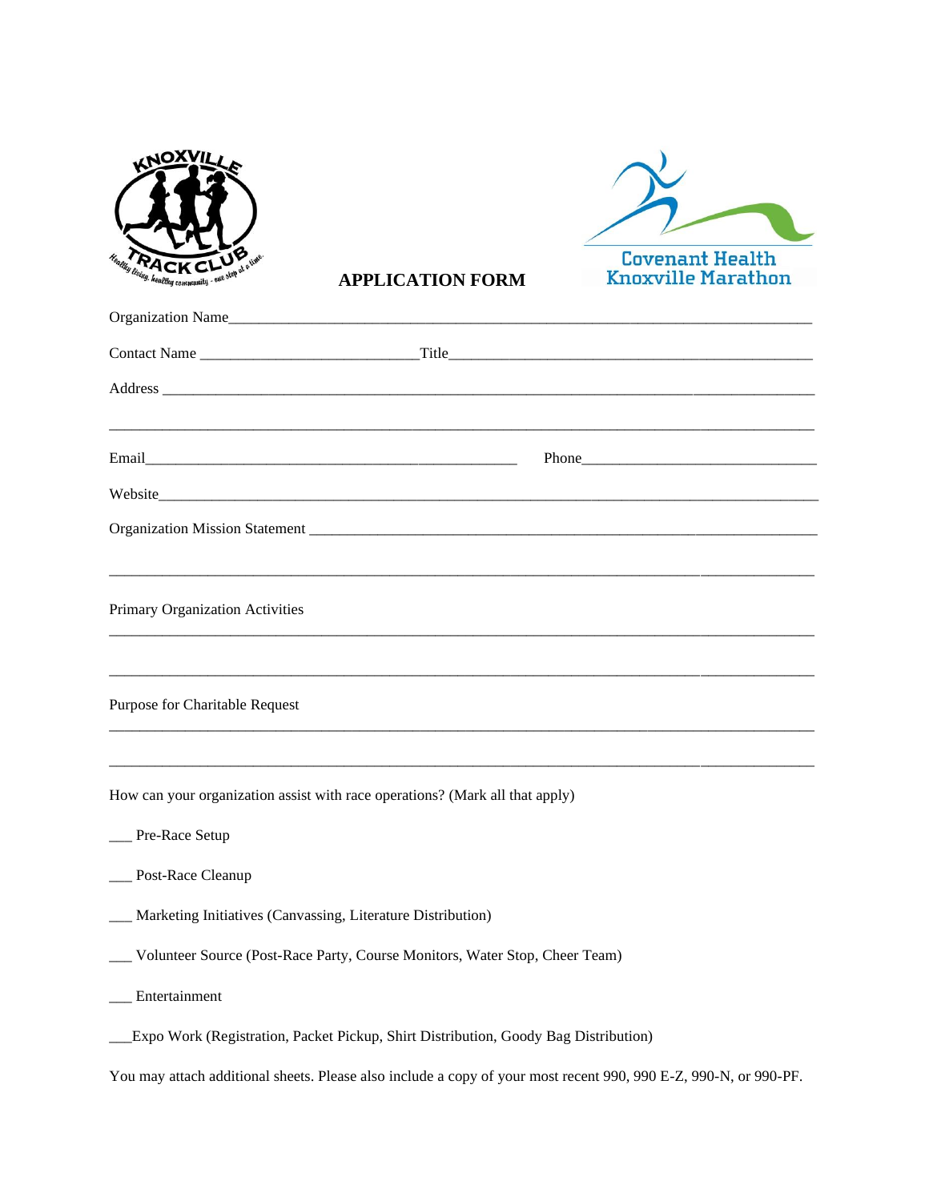# APPLICATION FORM

Organization Name\_\_\_\_\_\_\_\_\_\_\_\_\_\_\_\_\_\_\_\_\_\_\_\_\_\_\_\_\_\_\_\_\_\_\_\_\_\_\_\_\_\_\_\_\_\_\_\_\_\_\_\_\_\_\_\_\_\_\_\_\_\_\_\_\_\_\_\_\_\_\_\_\_\_\_\_\_\_

Contact Name \_\_\_\_\_\_\_\_\_\_\_\_\_\_\_\_\_\_\_\_\_\_\_\_\_\_\_\_Title\_\_\_\_\_\_\_\_\_\_\_\_\_\_\_\_\_\_\_\_\_\_\_\_\_\_\_\_\_\_\_\_\_\_\_\_\_\_\_\_\_\_\_\_\_\_\_\_

Address \_\_\_\_\_\_\_\_\_\_\_\_\_\_\_\_\_\_\_\_\_\_\_\_\_\_\_\_\_\_\_\_\_\_\_\_\_\_\_\_\_\_\_\_\_\_\_\_\_\_\_\_\_\_\_\_\_\_\_\_\_\_\_\_\_\_\_\_\_\_\_\_\_\_\_\_\_\_\_\_\_\_

\_\_\_\_\_\_\_\_\_\_\_\_\_\_\_\_\_\_\_\_\_\_\_\_\_\_\_\_\_\_\_\_\_\_\_\_\_\_\_\_\_\_\_\_\_\_\_\_\_\_\_\_\_\_\_\_\_\_\_\_\_\_\_\_\_\_\_\_\_\_\_\_\_\_\_\_\_\_\_\_\_\_\_\_\_\_\_\_\_\_

Email\_\_\_\_\_\_\_\_\_\_\_\_\_\_\_\_\_\_\_\_\_\_\_\_\_\_\_\_\_\_\_\_\_\_\_\_\_\_\_\_\_\_\_\_\_\_\_\_\_\_\_ Phone\_\_\_\_\_\_\_\_\_\_\_\_\_\_\_\_\_\_\_\_\_\_\_\_\_\_\_\_\_\_\_\_

Website\_\_\_\_\_\_\_\_\_\_\_\_\_\_\_\_\_\_\_\_\_\_\_\_\_\_\_\_\_\_\_\_\_\_\_\_\_\_\_\_\_\_\_\_\_\_\_\_\_\_\_\_\_\_\_\_\_\_\_\_\_\_\_\_\_\_\_\_\_\_\_\_\_\_\_\_\_\_\_\_\_\_\_\_\_\_

Organization Mission Statement \_\_\_\_\_\_\_\_\_\_\_\_\_\_\_\_\_\_\_\_\_\_\_\_\_\_\_\_\_\_\_\_\_\_\_\_\_\_\_\_\_\_\_\_\_\_\_\_\_\_\_\_\_\_\_\_\_\_\_\_\_\_\_\_\_\_\_\_

\_\_\_\_\_\_\_\_\_\_\_\_\_\_\_\_\_\_\_\_\_\_\_\_\_\_\_\_\_\_\_\_\_\_\_\_\_\_\_\_\_\_\_\_\_\_\_\_\_\_\_\_\_\_\_\_\_\_\_\_\_\_\_\_\_\_\_\_\_\_\_\_\_\_\_\_\_\_\_\_\_\_\_\_\_\_\_\_\_\_

Primary Organization Activities

\_\_\_\_\_\_\_\_\_\_\_\_\_\_\_\_\_\_\_\_\_\_\_\_\_\_\_\_\_\_\_\_\_\_\_\_\_\_\_\_\_\_\_\_\_\_\_\_\_\_\_\_\_\_\_\_\_\_\_\_\_\_\_\_\_\_\_\_\_\_\_\_\_\_\_\_\_\_\_\_\_\_\_\_\_\_\_\_\_\_

\_\_\_\_\_\_\_\_\_\_\_\_\_\_\_\_\_\_\_\_\_\_\_\_\_\_\_\_\_\_\_\_\_\_\_\_\_\_\_\_\_\_\_\_\_\_\_\_\_\_\_\_\_\_\_\_\_\_\_\_\_\_\_\_\_\_\_\_\_\_\_\_\_\_\_\_\_\_\_\_\_\_\_\_\_\_\_\_\_\_

Purpose for Charitable Request

\_\_\_\_\_\_\_\_\_\_\_\_\_\_\_\_\_\_\_\_\_\_\_\_\_\_\_\_\_\_\_\_\_\_\_\_\_\_\_\_\_\_\_\_\_\_\_\_\_\_\_\_\_\_\_\_\_\_\_\_\_\_\_\_\_\_\_\_\_\_\_\_\_\_\_\_\_\_\_\_\_\_\_\_\_\_\_\_\_\_

\_\_\_\_\_\_\_\_\_\_\_\_\_\_\_\_\_\_\_\_\_\_\_\_\_\_\_\_\_\_\_\_\_\_\_\_\_\_\_\_\_\_\_\_\_\_\_\_\_\_\_\_\_\_\_\_\_\_\_\_\_\_\_\_\_\_\_\_\_\_\_\_\_\_\_\_\_\_\_\_\_\_\_\_\_\_\_\_\_\_

How can your organization assist with race operations? (Mark all that apply)

\_\_\_ Pre-Race Setup

\_\_\_ Post-Race Cleanup

\_\_\_ Marketing Initiatives (Canvassing, Literature Distribution)

\_\_\_ Volunteer Source (Post-Race Party, Course Monitors, Water Stop, Cheer Team)

\_\_\_ Entertainment

\_\_\_Expo Work (Registration, Packet Pickup, Shirt Distribution, Goody Bag Distribution)

You may attach additional sheets. Please also include a copy of your most recent 990, 990 E-Z, 990-N, or 990-PF.